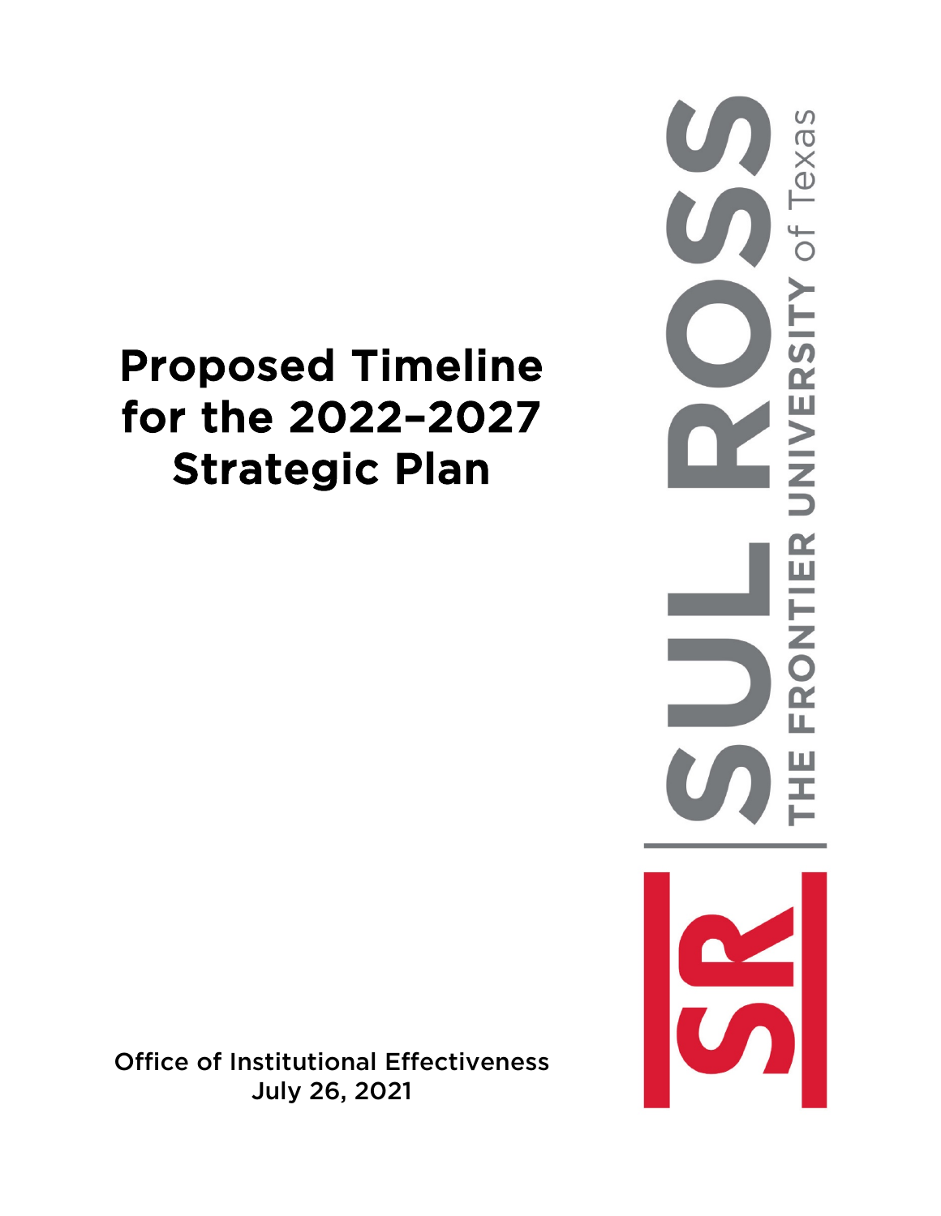# Proposed Timeline for the 2022–2027 Strategic Plan

Office of Institutional Effectiveness
July 26, 2021

SUL ROSS
THE FRONTIER UNIVERSITY of Texas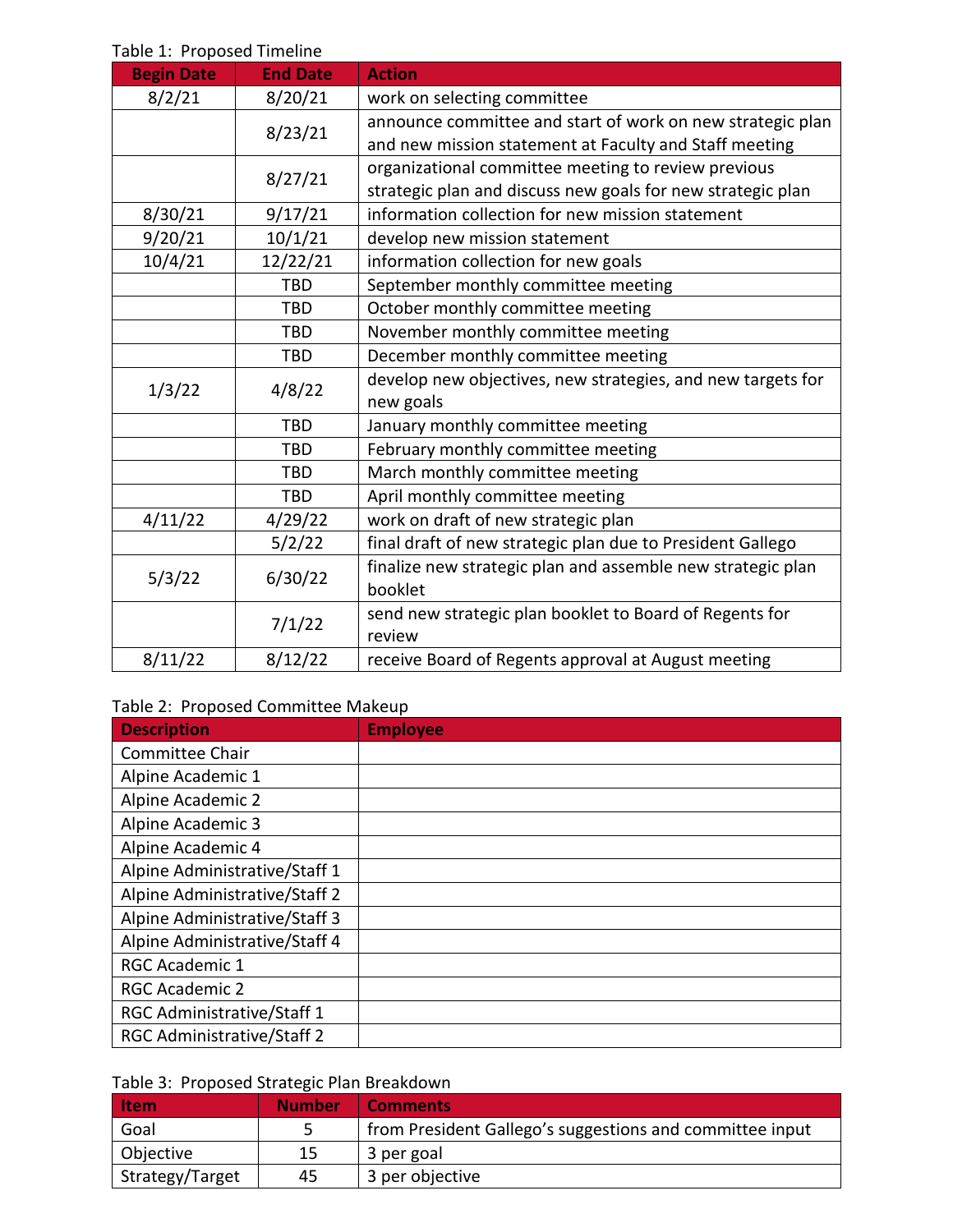Table 1: Proposed Timeline

| Begin Date | End Date | Action |
|---|---|---|
| 8/2/21 | 8/20/21 | work on selecting committee |
| | 8/23/21 | announce committee and start of work on new strategic plan and new mission statement at Faculty and Staff meeting |
| | 8/27/21 | organizational committee meeting to review previous strategic plan and discuss new goals for new strategic plan |
| 8/30/21 | 9/17/21 | information collection for new mission statement |
| 9/20/21 | 10/1/21 | develop new mission statement |
| 10/4/21 | 12/22/21 | information collection for new goals |
| | TBD | September monthly committee meeting |
| | TBD | October monthly committee meeting |
| | TBD | November monthly committee meeting |
| | TBD | December monthly committee meeting |
| 1/3/22 | 4/8/22 | develop new objectives, new strategies, and new targets for new goals |
| | TBD | January monthly committee meeting |
| | TBD | February monthly committee meeting |
| | TBD | March monthly committee meeting |
| | TBD | April monthly committee meeting |
| 4/11/22 | 4/29/22 | work on draft of new strategic plan |
| | 5/2/22 | final draft of new strategic plan due to President Gallego |
| 5/3/22 | 6/30/22 | finalize new strategic plan and assemble new strategic plan booklet |
| | 7/1/22 | send new strategic plan booklet to Board of Regents for review |
| 8/11/22 | 8/12/22 | receive Board of Regents approval at August meeting |

Table 2: Proposed Committee Makeup

| Description | Employee |
|---|---|
| Committee Chair | |
| Alpine Academic 1 | |
| Alpine Academic 2 | |
| Alpine Academic 3 | |
| Alpine Academic 4 | |
| Alpine Administrative/Staff 1 | |
| Alpine Administrative/Staff 2 | |
| Alpine Administrative/Staff 3 | |
| Alpine Administrative/Staff 4 | |
| RGC Academic 1 | |
| RGC Academic 2 | |
| RGC Administrative/Staff 1 | |
| RGC Administrative/Staff 2 | |

Table 3: Proposed Strategic Plan Breakdown

| Item | Number | Comments |
|---|---|---|
| Goal | 5 | from President Gallego's suggestions and committee input |
| Objective | 15 | 3 per goal |
| Strategy/Target | 45 | 3 per objective |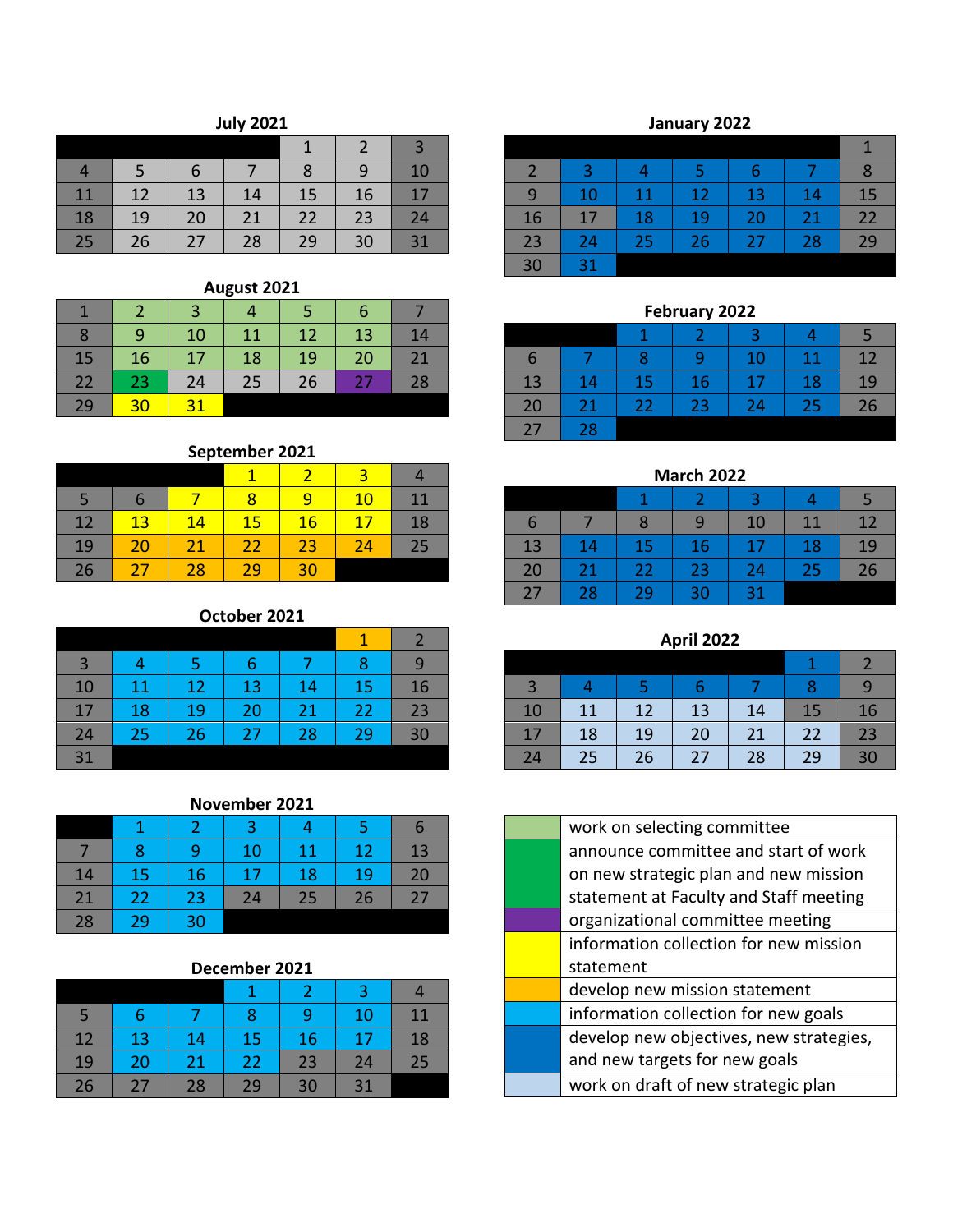**July 2021**

| | | | | | | |
|---|---|---|---|---|---|---|
| | | | | 1 | 2 | 3 |
| 4 | 5 | 6 | 7 | 8 | 9 | 10 |
| 11 | 12 | 13 | 14 | 15 | 16 | 17 |
| 18 | 19 | 20 | 21 | 22 | 23 | 24 |
| 25 | 26 | 27 | 28 | 29 | 30 | 31 |

**August 2021**

| | | | | | | |
|---|---|---|---|---|---|---|
| 1 | 2 | 3 | 4 | 5 | 6 | 7 |
| 8 | 9 | 10 | 11 | 12 | 13 | 14 |
| 15 | 16 | 17 | 18 | 19 | 20 | 21 |
| 22 | 23 | 24 | 25 | 26 | 27 | 28 |
| 29 | 30 | 31 | | | | |

**September 2021**

| | | | | | | |
|---|---|---|---|---|---|---|
| | | | 1 | 2 | 3 | 4 |
| 5 | 6 | 7 | 8 | 9 | 10 | 11 |
| 12 | 13 | 14 | 15 | 16 | 17 | 18 |
| 19 | 20 | 21 | 22 | 23 | 24 | 25 |
| 26 | 27 | 28 | 29 | 30 | | |

**October 2021**

| | | | | | | |
|---|---|---|---|---|---|---|
| | | | | | 1 | 2 |
| 3 | 4 | 5 | 6 | 7 | 8 | 9 |
| 10 | 11 | 12 | 13 | 14 | 15 | 16 |
| 17 | 18 | 19 | 20 | 21 | 22 | 23 |
| 24 | 25 | 26 | 27 | 28 | 29 | 30 |
| 31 | | | | | | |

**November 2021**

| | | | | | | |
|---|---|---|---|---|---|---|
| | 1 | 2 | 3 | 4 | 5 | 6 |
| 7 | 8 | 9 | 10 | 11 | 12 | 13 |
| 14 | 15 | 16 | 17 | 18 | 19 | 20 |
| 21 | 22 | 23 | 24 | 25 | 26 | 27 |
| 28 | 29 | 30 | | | | |

**December 2021**

| | | | | | | |
|---|---|---|---|---|---|---|
| | | | 1 | 2 | 3 | 4 |
| 5 | 6 | 7 | 8 | 9 | 10 | 11 |
| 12 | 13 | 14 | 15 | 16 | 17 | 18 |
| 19 | 20 | 21 | 22 | 23 | 24 | 25 |
| 26 | 27 | 28 | 29 | 30 | 31 | |

**January 2022**

| | | | | | | |
|---|---|---|---|---|---|---|
| | | | | | | 1 |
| 2 | 3 | 4 | 5 | 6 | 7 | 8 |
| 9 | 10 | 11 | 12 | 13 | 14 | 15 |
| 16 | 17 | 18 | 19 | 20 | 21 | 22 |
| 23 | 24 | 25 | 26 | 27 | 28 | 29 |
| 30 | 31 | | | | | |

**February 2022**

| | | | | | | |
|---|---|---|---|---|---|---|
| | | 1 | 2 | 3 | 4 | 5 |
| 6 | 7 | 8 | 9 | 10 | 11 | 12 |
| 13 | 14 | 15 | 16 | 17 | 18 | 19 |
| 20 | 21 | 22 | 23 | 24 | 25 | 26 |
| 27 | 28 | | | | | |

**March 2022**

| | | | | | | |
|---|---|---|---|---|---|---|
| | | 1 | 2 | 3 | 4 | 5 |
| 6 | 7 | 8 | 9 | 10 | 11 | 12 |
| 13 | 14 | 15 | 16 | 17 | 18 | 19 |
| 20 | 21 | 22 | 23 | 24 | 25 | 26 |
| 27 | 28 | 29 | 30 | 31 | | |

**April 2022**

| | | | | | | |
|---|---|---|---|---|---|---|
| | | | | | 1 | 2 |
| 3 | 4 | 5 | 6 | 7 | 8 | 9 |
| 10 | 11 | 12 | 13 | 14 | 15 | 16 |
| 17 | 18 | 19 | 20 | 21 | 22 | 23 |
| 24 | 25 | 26 | 27 | 28 | 29 | 30 |

| Color | Activity |
|---|---|
| Light green | work on selecting committee |
| Green | announce committee and start of work on new strategic plan and new mission statement at Faculty and Staff meeting |
| Purple | organizational committee meeting |
| Yellow | information collection for new mission statement |
| Orange | develop new mission statement |
| Light blue | information collection for new goals |
| Dark blue | develop new objectives, new strategies, and new targets for new goals |
| Pale blue | work on draft of new strategic plan |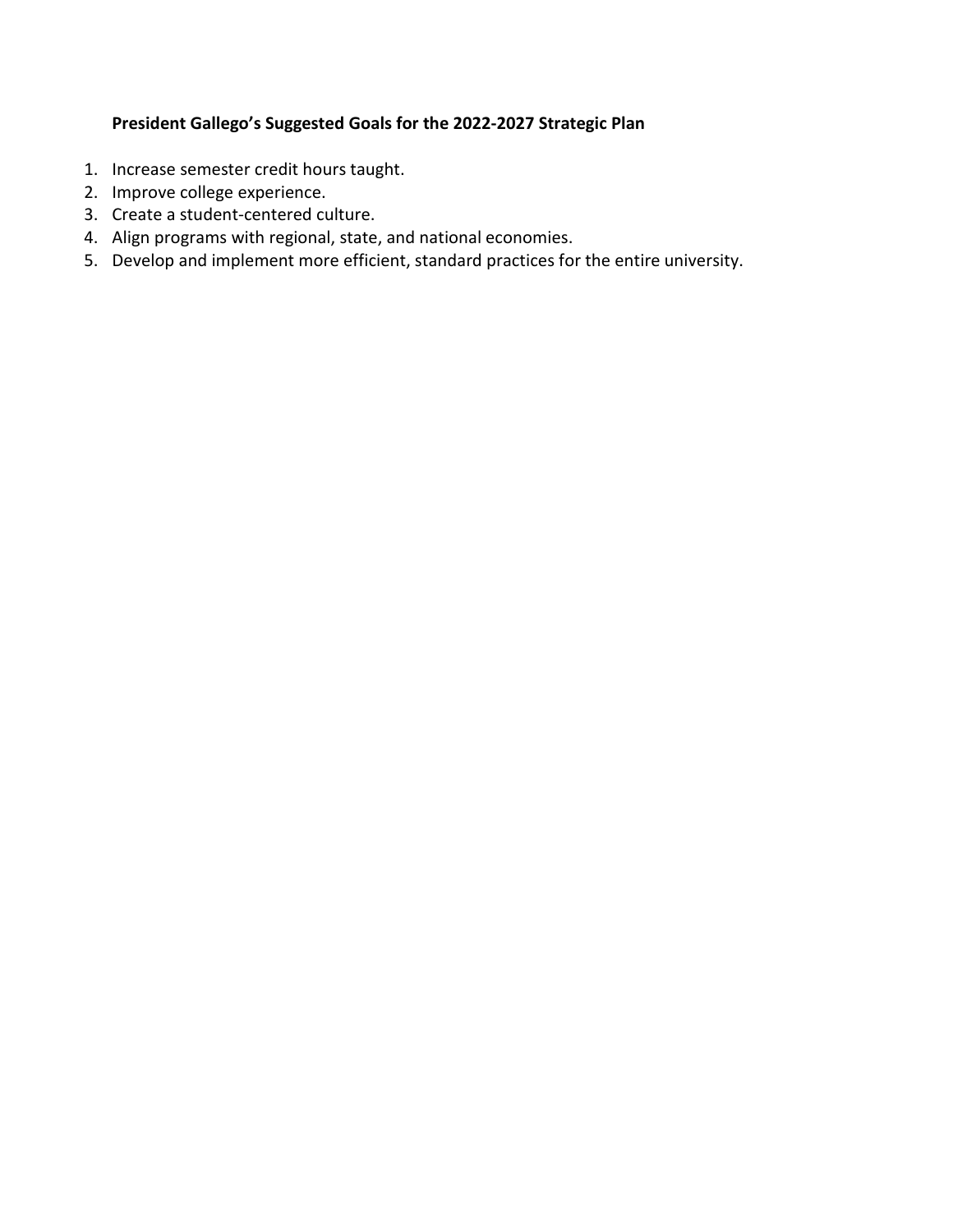**President Gallego's Suggested Goals for the 2022-2027 Strategic Plan**

1. Increase semester credit hours taught.
2. Improve college experience.
3. Create a student-centered culture.
4. Align programs with regional, state, and national economies.
5. Develop and implement more efficient, standard practices for the entire university.